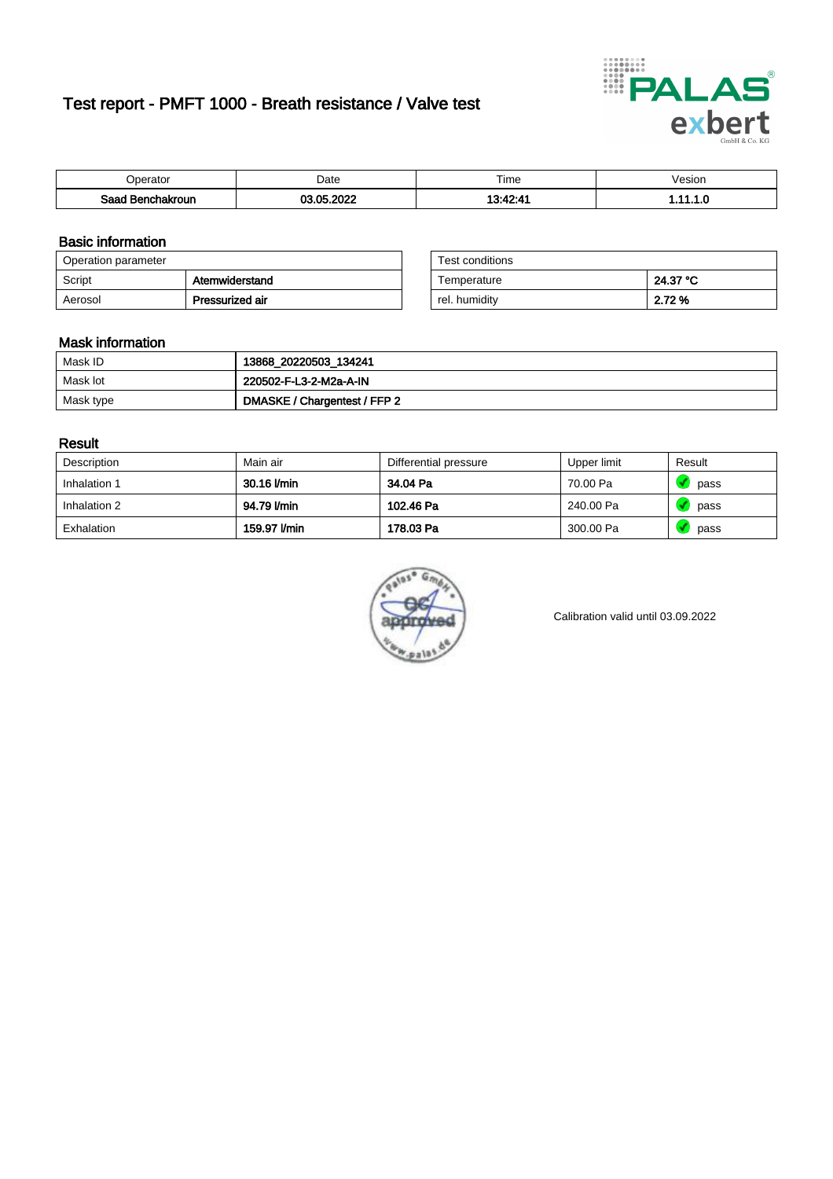# Test report - PMFT 1000 - Breath resistance / Valve test

| Operator | Date | Time | Vesion |
|---|---|---|---|
| **Saad Benchakroun** | **03.05.2022** | **13:42:41** | **1.11.1.0** |

## Basic information

| Operation parameter | |
|---|---|
| Script | **Atemwiderstand** |
| Aerosol | **Pressurized air** |

| Test conditions | |
|---|---|
| Temperature | **24.37 °C** |
| rel. humidity | **2.72 %** |

## Mask information

| | |
|---|---|
| Mask ID | **13868_20220503_134241** |
| Mask lot | **220502-F-L3-2-M2a-A-IN** |
| Mask type | **DMASKE / Chargentest / FFP 2** |

## Result

| Description | Main air | Differential pressure | Upper limit | Result |
|---|---|---|---|---|
| Inhalation 1 | **30.16 l/min** | **34.04 Pa** | 70.00 Pa | pass |
| Inhalation 2 | **94.79 l/min** | **102.46 Pa** | 240.00 Pa | pass |
| Exhalation | **159.97 l/min** | **178.03 Pa** | 300.00 Pa | pass |

palas® GmbH QC approved www.palas.de

Calibration valid until 03.09.2022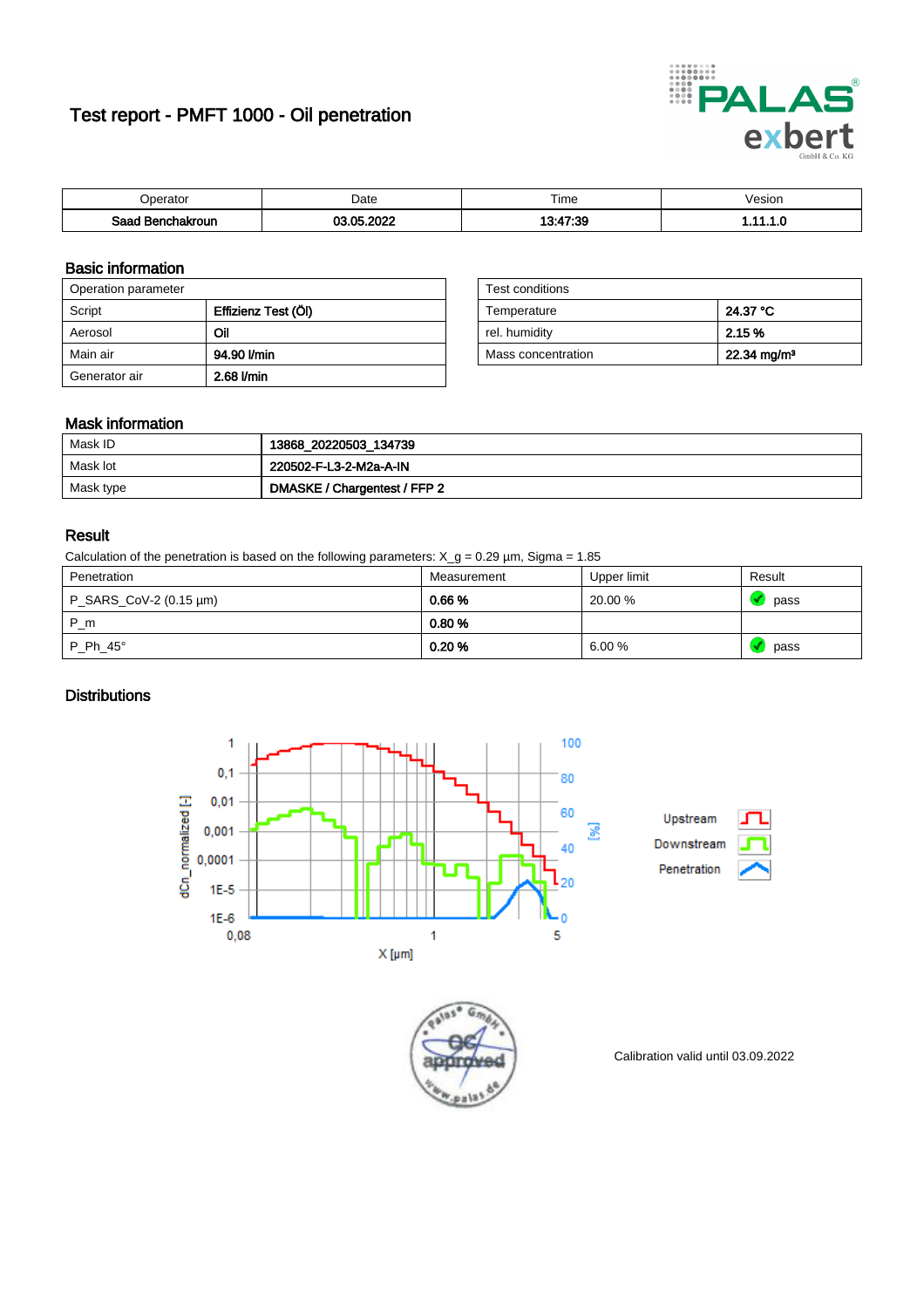# Test report - PMFT 1000 - Oil penetration

| Operator | Date | Time | Vesion |
|---|---|---|---|
| Saad Benchakroun | 03.05.2022 | 13:47:39 | 1.11.1.0 |

## Basic information

| Operation parameter | |
|---|---|
| Script | Effizienz Test (Öl) |
| Aerosol | Oil |
| Main air | 94.90 l/min |
| Generator air | 2.68 l/min |

| Test conditions | |
|---|---|
| Temperature | 24.37 °C |
| rel. humidity | 2.15 % |
| Mass concentration | 22.34 mg/m³ |

## Mask information

| | |
|---|---|
| Mask ID | 13868_20220503_134739 |
| Mask lot | 220502-F-L3-2-M2a-A-IN |
| Mask type | DMASKE / Chargentest / FFP 2 |

## Result

Calculation of the penetration is based on the following parameters: X_g = 0.29 µm, Sigma = 1.85

| Penetration | Measurement | Upper limit | Result |
|---|---|---|---|
| P_SARS_CoV-2 (0.15 µm) | 0.66 % | 20.00 % | pass |
| P_m | 0.80 % | | |
| P_Ph_45° | 0.20 % | 6.00 % | pass |

## Distributions

dCn_normalized [-]
1
0,1
0,01
0,001
0,0001
1E-5
1E-6
0,08
1
5
X [µm]
[%]
100
80
60
40
20
0
Upstream
Downstream
Penetration

Calibration valid until 03.09.2022